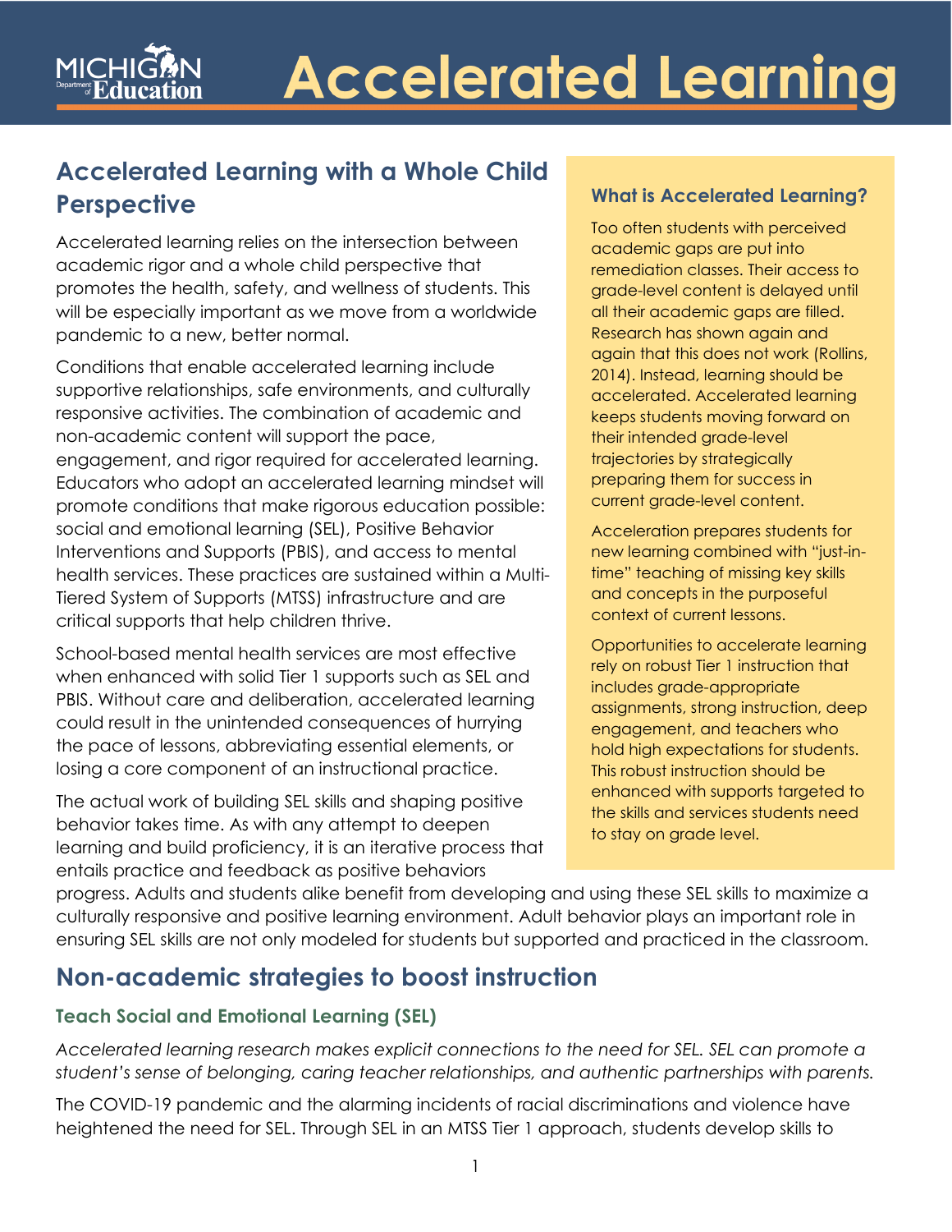# Accelerated Learning

## Accelerated Learning with a Whole Child Perspective

Accelerated learning relies on the intersection between academic rigor and a whole child perspective that promotes the health, safety, and wellness of students. This will be especially important as we move from a worldwide pandemic to a new, better normal.

Conditions that enable accelerated learning include supportive relationships, safe environments, and culturally responsive activities. The combination of academic and non-academic content will support the pace, engagement, and rigor required for accelerated learning. Educators who adopt an accelerated learning mindset will promote conditions that make rigorous education possible: social and emotional learning (SEL), Positive Behavior Interventions and Supports (PBIS), and access to mental health services. These practices are sustained within a Multi-Tiered System of Supports (MTSS) infrastructure and are critical supports that help children thrive.

School-based mental health services are most effective when enhanced with solid Tier 1 supports such as SEL and PBIS. Without care and deliberation, accelerated learning could result in the unintended consequences of hurrying the pace of lessons, abbreviating essential elements, or losing a core component of an instructional practice.

The actual work of building SEL skills and shaping positive behavior takes time. As with any attempt to deepen learning and build proficiency, it is an iterative process that entails practice and feedback as positive behaviors progress. Adults and students alike benefit from developing and using these SEL skills to maximize a culturally responsive and positive learning environment. Adult behavior plays an important role in ensuring SEL skills are not only modeled for students but supported and practiced in the classroom.

### What is Accelerated Learning?

Too often students with perceived academic gaps are put into remediation classes. Their access to grade-level content is delayed until all their academic gaps are filled. Research has shown again and again that this does not work (Rollins, 2014). Instead, learning should be accelerated. Accelerated learning keeps students moving forward on their intended grade-level trajectories by strategically preparing them for success in current grade-level content.

Acceleration prepares students for new learning combined with "just-in-time" teaching of missing key skills and concepts in the purposeful context of current lessons.

Opportunities to accelerate learning rely on robust Tier 1 instruction that includes grade-appropriate assignments, strong instruction, deep engagement, and teachers who hold high expectations for students. This robust instruction should be enhanced with supports targeted to the skills and services students need to stay on grade level.

## Non-academic strategies to boost instruction

### Teach Social and Emotional Learning (SEL)

*Accelerated learning research makes explicit connections to the need for SEL. SEL can promote a student's sense of belonging, caring teacher relationships, and authentic partnerships with parents.*

The COVID-19 pandemic and the alarming incidents of racial discriminations and violence have heightened the need for SEL. Through SEL in an MTSS Tier 1 approach, students develop skills to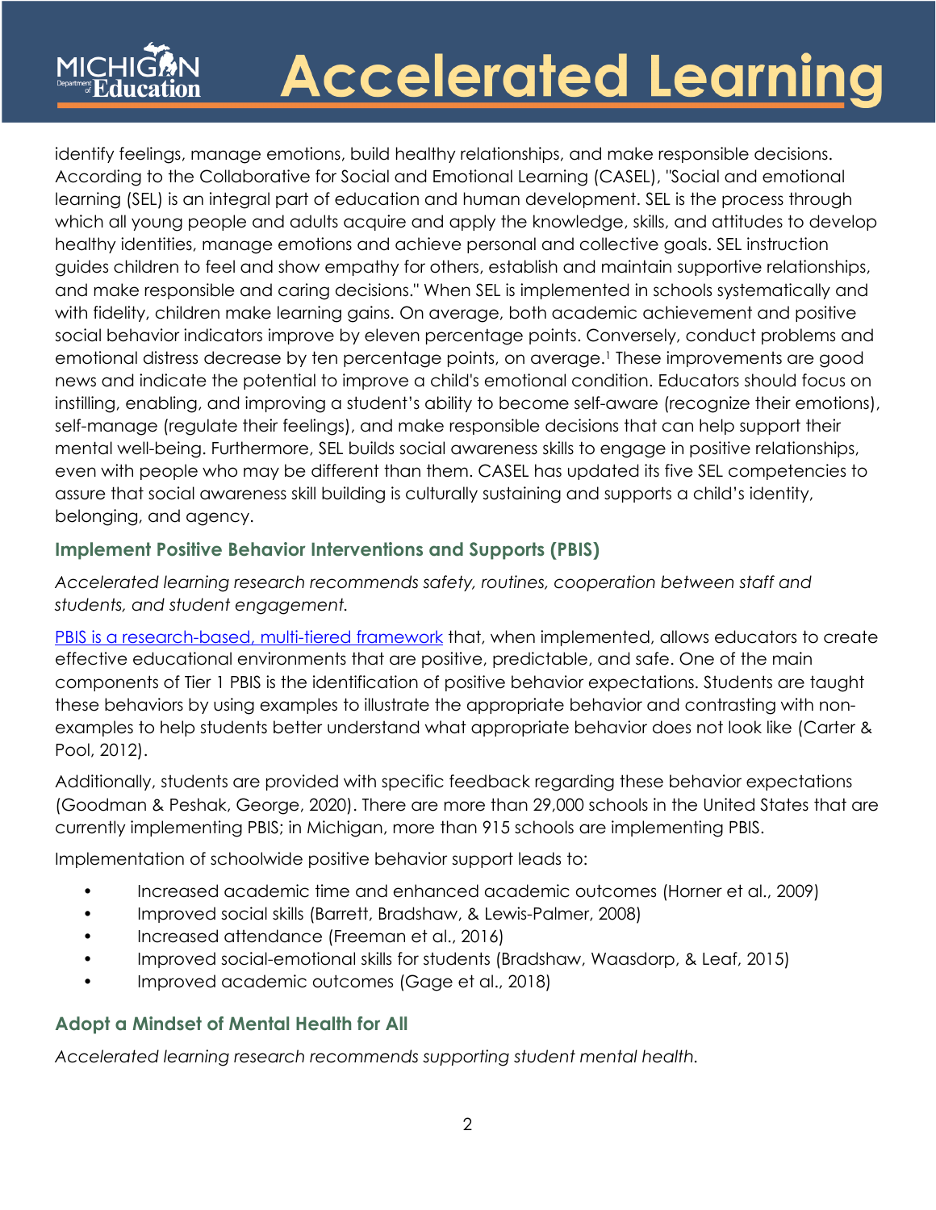identify feelings, manage emotions, build healthy relationships, and make responsible decisions. According to the Collaborative for Social and Emotional Learning (CASEL), "Social and emotional learning (SEL) is an integral part of education and human development. SEL is the process through which all young people and adults acquire and apply the knowledge, skills, and attitudes to develop healthy identities, manage emotions and achieve personal and collective goals. SEL instruction guides children to feel and show empathy for others, establish and maintain supportive relationships, and make responsible and caring decisions." When SEL is implemented in schools systematically and with fidelity, children make learning gains. On average, both academic achievement and positive social behavior indicators improve by eleven percentage points. Conversely, conduct problems and emotional distress decrease by ten percentage points, on average.[1] These improvements are good news and indicate the potential to improve a child's emotional condition. Educators should focus on instilling, enabling, and improving a student's ability to become self-aware (recognize their emotions), self-manage (regulate their feelings), and make responsible decisions that can help support their mental well-being. Furthermore, SEL builds social awareness skills to engage in positive relationships, even with people who may be different than them. CASEL has updated its five SEL competencies to assure that social awareness skill building is culturally sustaining and supports a child's identity, belonging, and agency.

### Implement Positive Behavior Interventions and Supports (PBIS)

*Accelerated learning research recommends safety, routines, cooperation between staff and students, and student engagement.*

PBIS is a research-based, multi-tiered framework that, when implemented, allows educators to create effective educational environments that are positive, predictable, and safe. One of the main components of Tier 1 PBIS is the identification of positive behavior expectations. Students are taught these behaviors by using examples to illustrate the appropriate behavior and contrasting with non-examples to help students better understand what appropriate behavior does not look like (Carter & Pool, 2012).

Additionally, students are provided with specific feedback regarding these behavior expectations (Goodman & Peshak, George, 2020). There are more than 29,000 schools in the United States that are currently implementing PBIS; in Michigan, more than 915 schools are implementing PBIS.

Implementation of schoolwide positive behavior support leads to:

- Increased academic time and enhanced academic outcomes (Horner et al., 2009)
- Improved social skills (Barrett, Bradshaw, & Lewis-Palmer, 2008)
- Increased attendance (Freeman et al., 2016)
- Improved social-emotional skills for students (Bradshaw, Waasdorp, & Leaf, 2015)
- Improved academic outcomes (Gage et al., 2018)

### Adopt a Mindset of Mental Health for All

*Accelerated learning research recommends supporting student mental health.*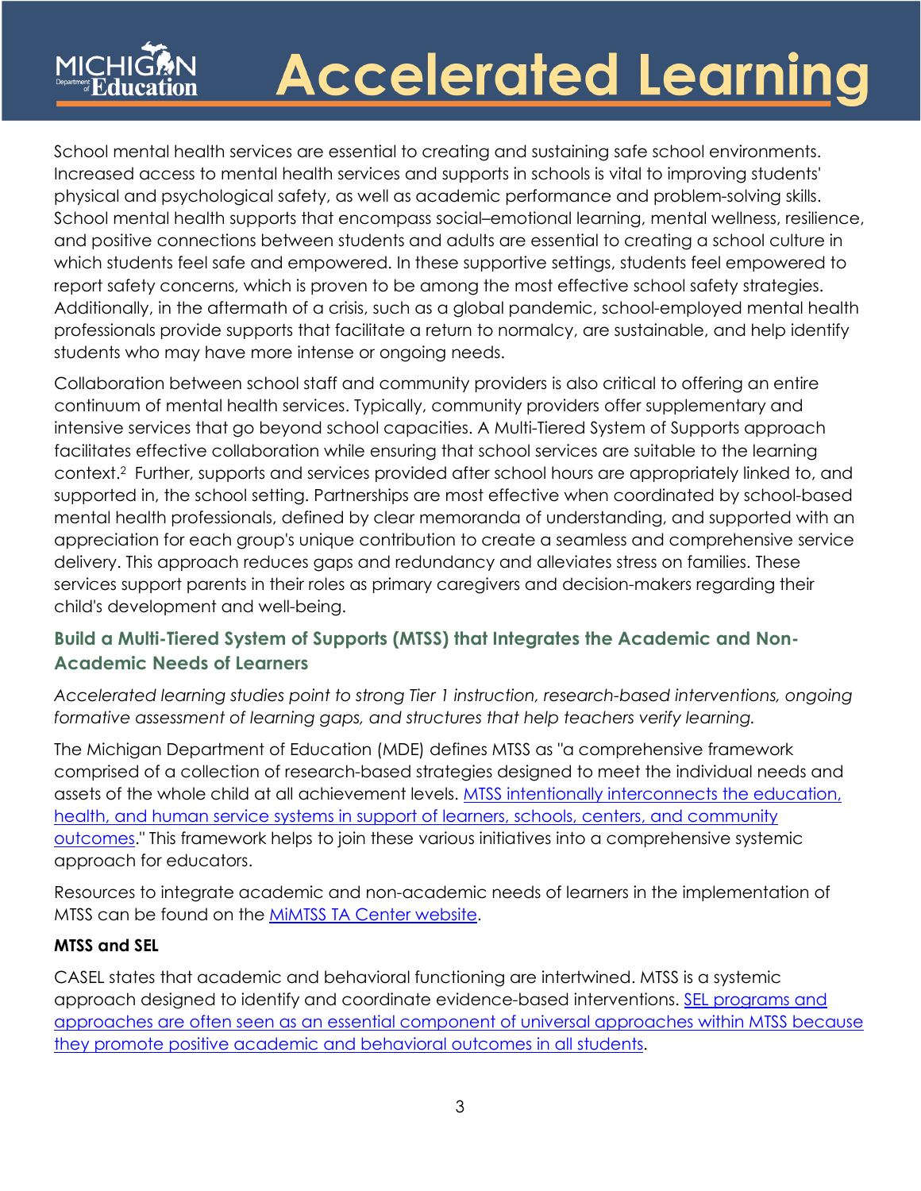School mental health services are essential to creating and sustaining safe school environments. Increased access to mental health services and supports in schools is vital to improving students' physical and psychological safety, as well as academic performance and problem-solving skills. School mental health supports that encompass social–emotional learning, mental wellness, resilience, and positive connections between students and adults are essential to creating a school culture in which students feel safe and empowered. In these supportive settings, students feel empowered to report safety concerns, which is proven to be among the most effective school safety strategies. Additionally, in the aftermath of a crisis, such as a global pandemic, school-employed mental health professionals provide supports that facilitate a return to normalcy, are sustainable, and help identify students who may have more intense or ongoing needs.

Collaboration between school staff and community providers is also critical to offering an entire continuum of mental health services. Typically, community providers offer supplementary and intensive services that go beyond school capacities. A Multi-Tiered System of Supports approach facilitates effective collaboration while ensuring that school services are suitable to the learning context.[2] Further, supports and services provided after school hours are appropriately linked to, and supported in, the school setting. Partnerships are most effective when coordinated by school-based mental health professionals, defined by clear memoranda of understanding, and supported with an appreciation for each group's unique contribution to create a seamless and comprehensive service delivery. This approach reduces gaps and redundancy and alleviates stress on families. These services support parents in their roles as primary caregivers and decision-makers regarding their child's development and well-being.

## Build a Multi-Tiered System of Supports (MTSS) that Integrates the Academic and Non-Academic Needs of Learners

*Accelerated learning studies point to strong Tier 1 instruction, research-based interventions, ongoing formative assessment of learning gaps, and structures that help teachers verify learning.*

The Michigan Department of Education (MDE) defines MTSS as "a comprehensive framework comprised of a collection of research-based strategies designed to meet the individual needs and assets of the whole child at all achievement levels. MTSS intentionally interconnects the education, health, and human service systems in support of learners, schools, centers, and community outcomes." This framework helps to join these various initiatives into a comprehensive systemic approach for educators.

Resources to integrate academic and non-academic needs of learners in the implementation of MTSS can be found on the MiMTSS TA Center website.

### MTSS and SEL

CASEL states that academic and behavioral functioning are intertwined. MTSS is a systemic approach designed to identify and coordinate evidence-based interventions. SEL programs and approaches are often seen as an essential component of universal approaches within MTSS because they promote positive academic and behavioral outcomes in all students.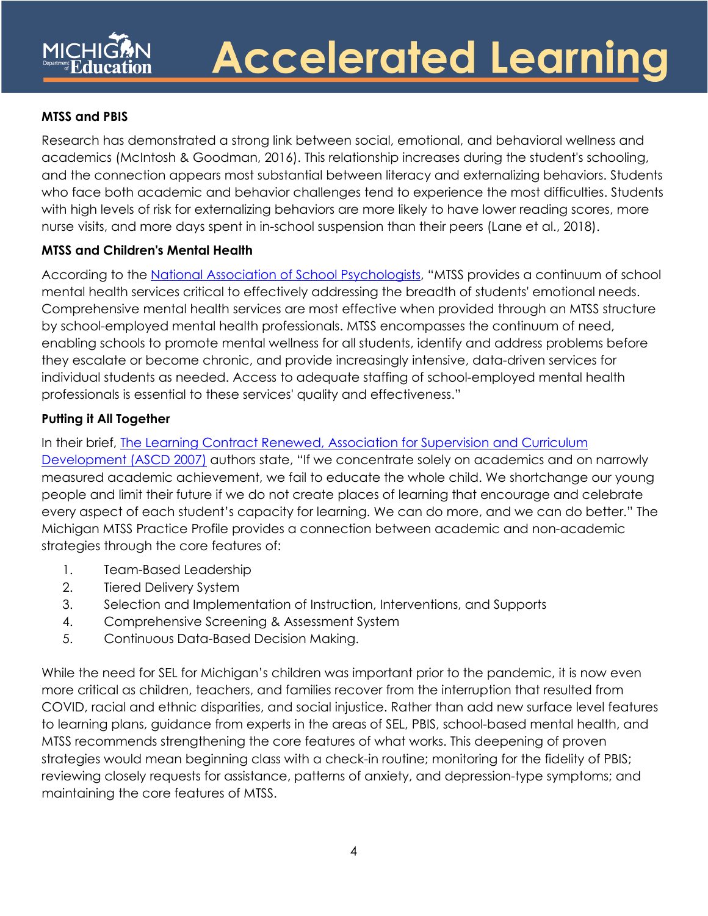**MTSS and PBIS**

Research has demonstrated a strong link between social, emotional, and behavioral wellness and academics (McIntosh & Goodman, 2016). This relationship increases during the student's schooling, and the connection appears most substantial between literacy and externalizing behaviors. Students who face both academic and behavior challenges tend to experience the most difficulties. Students with high levels of risk for externalizing behaviors are more likely to have lower reading scores, more nurse visits, and more days spent in in-school suspension than their peers (Lane et al., 2018).

**MTSS and Children's Mental Health**

According to the [National Association of School Psychologists](), "MTSS provides a continuum of school mental health services critical to effectively addressing the breadth of students' emotional needs. Comprehensive mental health services are most effective when provided through an MTSS structure by school-employed mental health professionals. MTSS encompasses the continuum of need, enabling schools to promote mental wellness for all students, identify and address problems before they escalate or become chronic, and provide increasingly intensive, data-driven services for individual students as needed. Access to adequate staffing of school-employed mental health professionals is essential to these services' quality and effectiveness."

**Putting it All Together**

In their brief, [The Learning Contract Renewed, Association for Supervision and Curriculum Development (ASCD 2007)]() authors state, "If we concentrate solely on academics and on narrowly measured academic achievement, we fail to educate the whole child. We shortchange our young people and limit their future if we do not create places of learning that encourage and celebrate every aspect of each student's capacity for learning. We can do more, and we can do better." The Michigan MTSS Practice Profile provides a connection between academic and non-academic strategies through the core features of:

1. Team-Based Leadership
2. Tiered Delivery System
3. Selection and Implementation of Instruction, Interventions, and Supports
4. Comprehensive Screening & Assessment System
5. Continuous Data-Based Decision Making.

While the need for SEL for Michigan's children was important prior to the pandemic, it is now even more critical as children, teachers, and families recover from the interruption that resulted from COVID, racial and ethnic disparities, and social injustice. Rather than add new surface level features to learning plans, guidance from experts in the areas of SEL, PBIS, school-based mental health, and MTSS recommends strengthening the core features of what works. This deepening of proven strategies would mean beginning class with a check-in routine; monitoring for the fidelity of PBIS; reviewing closely requests for assistance, patterns of anxiety, and depression-type symptoms; and maintaining the core features of MTSS.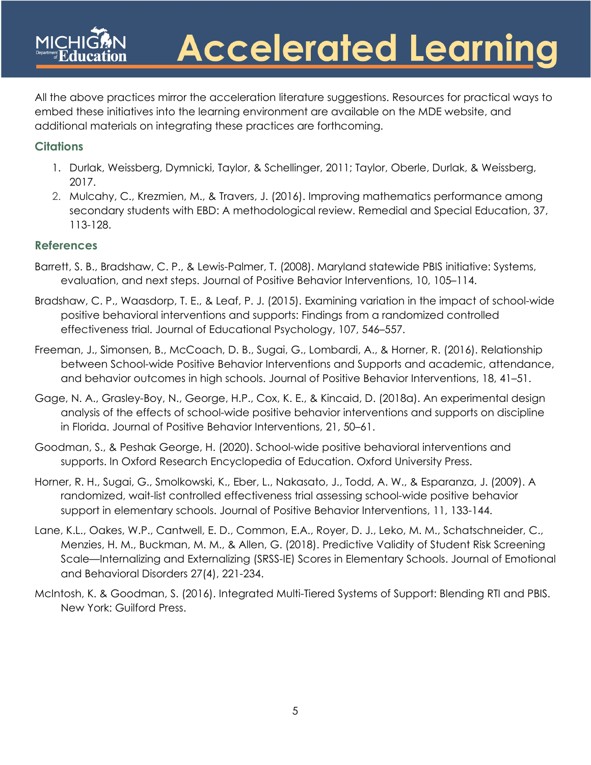All the above practices mirror the acceleration literature suggestions. Resources for practical ways to embed these initiatives into the learning environment are available on the MDE website, and additional materials on integrating these practices are forthcoming.

### Citations

1. Durlak, Weissberg, Dymnicki, Taylor, & Schellinger, 2011; Taylor, Oberle, Durlak, & Weissberg, 2017.
2. Mulcahy, C., Krezmien, M., & Travers, J. (2016). Improving mathematics performance among secondary students with EBD: A methodological review. Remedial and Special Education, 37, 113-128.

### References

Barrett, S. B., Bradshaw, C. P., & Lewis-Palmer, T. (2008). Maryland statewide PBIS initiative: Systems, evaluation, and next steps. Journal of Positive Behavior Interventions, 10, 105–114.

Bradshaw, C. P., Waasdorp, T. E., & Leaf, P. J. (2015). Examining variation in the impact of school-wide positive behavioral interventions and supports: Findings from a randomized controlled effectiveness trial. Journal of Educational Psychology, 107, 546–557.

Freeman, J., Simonsen, B., McCoach, D. B., Sugai, G., Lombardi, A., & Horner, R. (2016). Relationship between School-wide Positive Behavior Interventions and Supports and academic, attendance, and behavior outcomes in high schools. Journal of Positive Behavior Interventions, 18, 41–51.

Gage, N. A., Grasley-Boy, N., George, H.P., Cox, K. E., & Kincaid, D. (2018a). An experimental design analysis of the effects of school-wide positive behavior interventions and supports on discipline in Florida. Journal of Positive Behavior Interventions, 21, 50–61.

Goodman, S., & Peshak George, H. (2020). School-wide positive behavioral interventions and supports. In Oxford Research Encyclopedia of Education. Oxford University Press.

Horner, R. H., Sugai, G., Smolkowski, K., Eber, L., Nakasato, J., Todd, A. W., & Esparanza, J. (2009). A randomized, wait-list controlled effectiveness trial assessing school-wide positive behavior support in elementary schools. Journal of Positive Behavior Interventions, 11, 133-144.

Lane, K.L., Oakes, W.P., Cantwell, E. D., Common, E.A., Royer, D. J., Leko, M. M., Schatschneider, C., Menzies, H. M., Buckman, M. M., & Allen, G. (2018). Predictive Validity of Student Risk Screening Scale—Internalizing and Externalizing (SRSS-IE) Scores in Elementary Schools. Journal of Emotional and Behavioral Disorders 27(4), 221-234.

McIntosh, K. & Goodman, S. (2016). Integrated Multi-Tiered Systems of Support: Blending RTI and PBIS. New York: Guilford Press.